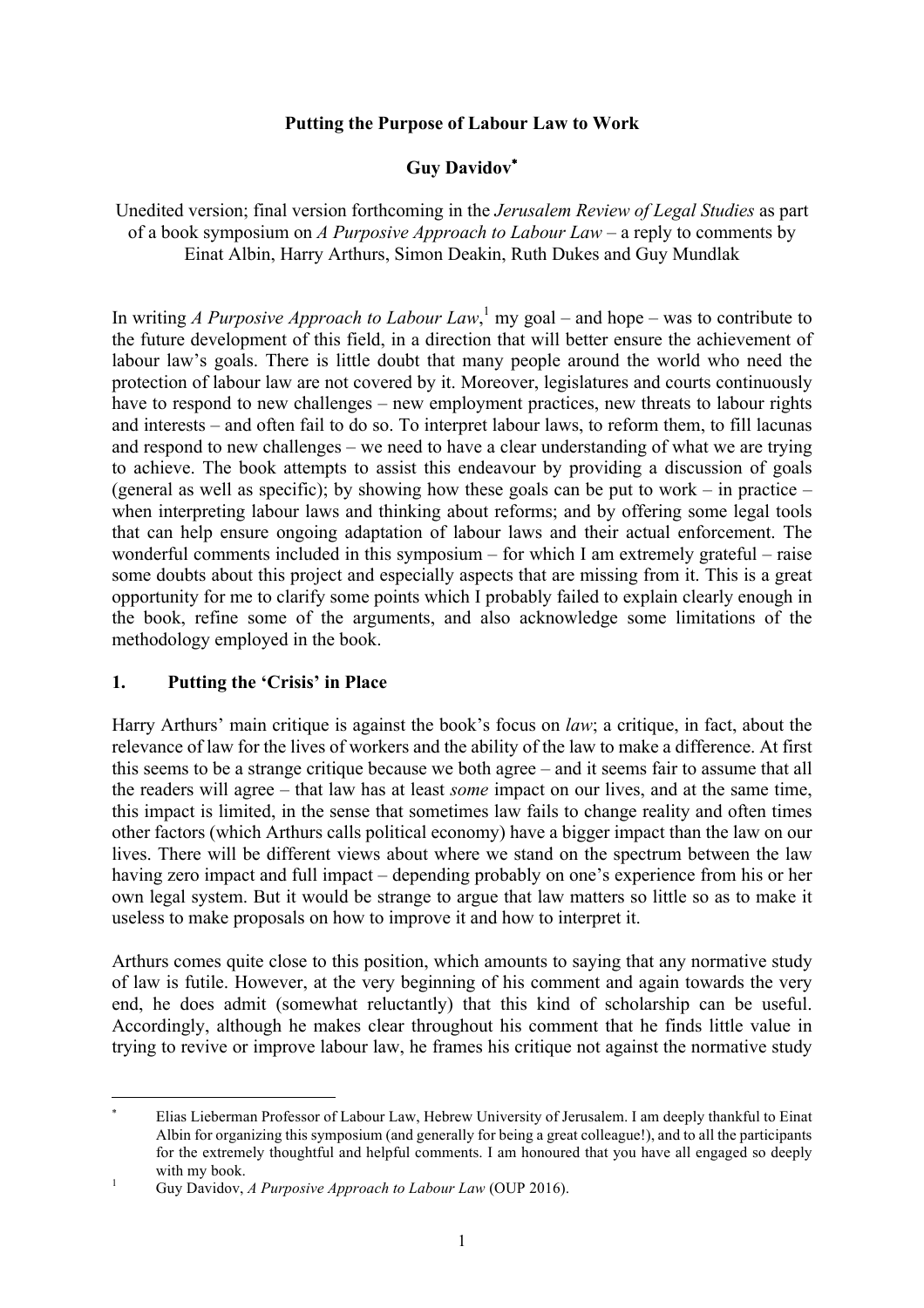**Putting the Purpose of Labour Law to Work**

**Guy Davidov**[*]

Unedited version; final version forthcoming in the *Jerusalem Review of Legal Studies* as part of a book symposium on *A Purposive Approach to Labour Law* – a reply to comments by Einat Albin, Harry Arthurs, Simon Deakin, Ruth Dukes and Guy Mundlak

In writing *A Purposive Approach to Labour Law*,[1] my goal – and hope – was to contribute to the future development of this field, in a direction that will better ensure the achievement of labour law's goals. There is little doubt that many people around the world who need the protection of labour law are not covered by it. Moreover, legislatures and courts continuously have to respond to new challenges – new employment practices, new threats to labour rights and interests – and often fail to do so. To interpret labour laws, to reform them, to fill lacunas and respond to new challenges – we need to have a clear understanding of what we are trying to achieve. The book attempts to assist this endeavour by providing a discussion of goals (general as well as specific); by showing how these goals can be put to work – in practice – when interpreting labour laws and thinking about reforms; and by offering some legal tools that can help ensure ongoing adaptation of labour laws and their actual enforcement. The wonderful comments included in this symposium – for which I am extremely grateful – raise some doubts about this project and especially aspects that are missing from it. This is a great opportunity for me to clarify some points which I probably failed to explain clearly enough in the book, refine some of the arguments, and also acknowledge some limitations of the methodology employed in the book.

## 1. Putting the 'Crisis' in Place

Harry Arthurs' main critique is against the book's focus on *law*; a critique, in fact, about the relevance of law for the lives of workers and the ability of the law to make a difference. At first this seems to be a strange critique because we both agree – and it seems fair to assume that all the readers will agree – that law has at least *some* impact on our lives, and at the same time, this impact is limited, in the sense that sometimes law fails to change reality and often times other factors (which Arthurs calls political economy) have a bigger impact than the law on our lives. There will be different views about where we stand on the spectrum between the law having zero impact and full impact – depending probably on one's experience from his or her own legal system. But it would be strange to argue that law matters so little so as to make it useless to make proposals on how to improve it and how to interpret it.

Arthurs comes quite close to this position, which amounts to saying that any normative study of law is futile. However, at the very beginning of his comment and again towards the very end, he does admit (somewhat reluctantly) that this kind of scholarship can be useful. Accordingly, although he makes clear throughout his comment that he finds little value in trying to revive or improve labour law, he frames his critique not against the normative study

---

[*] Elias Lieberman Professor of Labour Law, Hebrew University of Jerusalem. I am deeply thankful to Einat Albin for organizing this symposium (and generally for being a great colleague!), and to all the participants for the extremely thoughtful and helpful comments. I am honoured that you have all engaged so deeply with my book.

[1] Guy Davidov, *A Purposive Approach to Labour Law* (OUP 2016).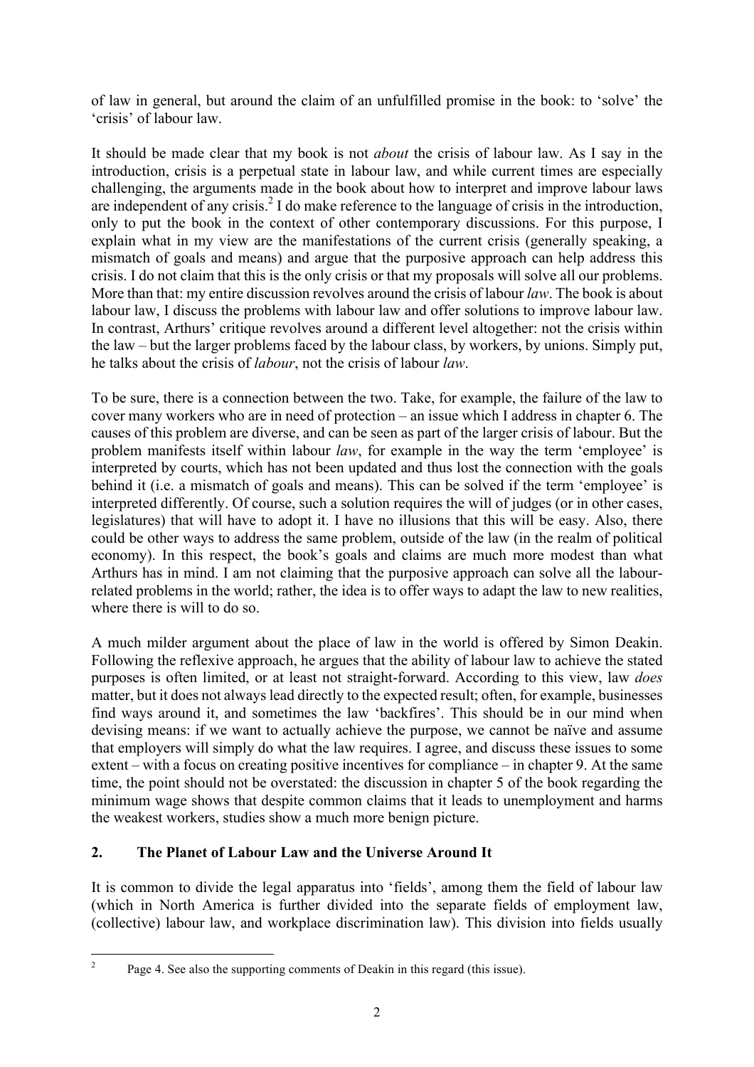of law in general, but around the claim of an unfulfilled promise in the book: to 'solve' the 'crisis' of labour law.

It should be made clear that my book is not *about* the crisis of labour law. As I say in the introduction, crisis is a perpetual state in labour law, and while current times are especially challenging, the arguments made in the book about how to interpret and improve labour laws are independent of any crisis.[2] I do make reference to the language of crisis in the introduction, only to put the book in the context of other contemporary discussions. For this purpose, I explain what in my view are the manifestations of the current crisis (generally speaking, a mismatch of goals and means) and argue that the purposive approach can help address this crisis. I do not claim that this is the only crisis or that my proposals will solve all our problems. More than that: my entire discussion revolves around the crisis of labour *law*. The book is about labour law, I discuss the problems with labour law and offer solutions to improve labour law. In contrast, Arthurs' critique revolves around a different level altogether: not the crisis within the law – but the larger problems faced by the labour class, by workers, by unions. Simply put, he talks about the crisis of *labour*, not the crisis of labour *law*.

To be sure, there is a connection between the two. Take, for example, the failure of the law to cover many workers who are in need of protection – an issue which I address in chapter 6. The causes of this problem are diverse, and can be seen as part of the larger crisis of labour. But the problem manifests itself within labour *law*, for example in the way the term 'employee' is interpreted by courts, which has not been updated and thus lost the connection with the goals behind it (i.e. a mismatch of goals and means). This can be solved if the term 'employee' is interpreted differently. Of course, such a solution requires the will of judges (or in other cases, legislatures) that will have to adopt it. I have no illusions that this will be easy. Also, there could be other ways to address the same problem, outside of the law (in the realm of political economy). In this respect, the book's goals and claims are much more modest than what Arthurs has in mind. I am not claiming that the purposive approach can solve all the labour-related problems in the world; rather, the idea is to offer ways to adapt the law to new realities, where there is will to do so.

A much milder argument about the place of law in the world is offered by Simon Deakin. Following the reflexive approach, he argues that the ability of labour law to achieve the stated purposes is often limited, or at least not straight-forward. According to this view, law *does* matter, but it does not always lead directly to the expected result; often, for example, businesses find ways around it, and sometimes the law 'backfires'. This should be in our mind when devising means: if we want to actually achieve the purpose, we cannot be naïve and assume that employers will simply do what the law requires. I agree, and discuss these issues to some extent – with a focus on creating positive incentives for compliance – in chapter 9. At the same time, the point should not be overstated: the discussion in chapter 5 of the book regarding the minimum wage shows that despite common claims that it leads to unemployment and harms the weakest workers, studies show a much more benign picture.

## 2. The Planet of Labour Law and the Universe Around It

It is common to divide the legal apparatus into 'fields', among them the field of labour law (which in North America is further divided into the separate fields of employment law, (collective) labour law, and workplace discrimination law). This division into fields usually

---

[2] Page 4. See also the supporting comments of Deakin in this regard (this issue).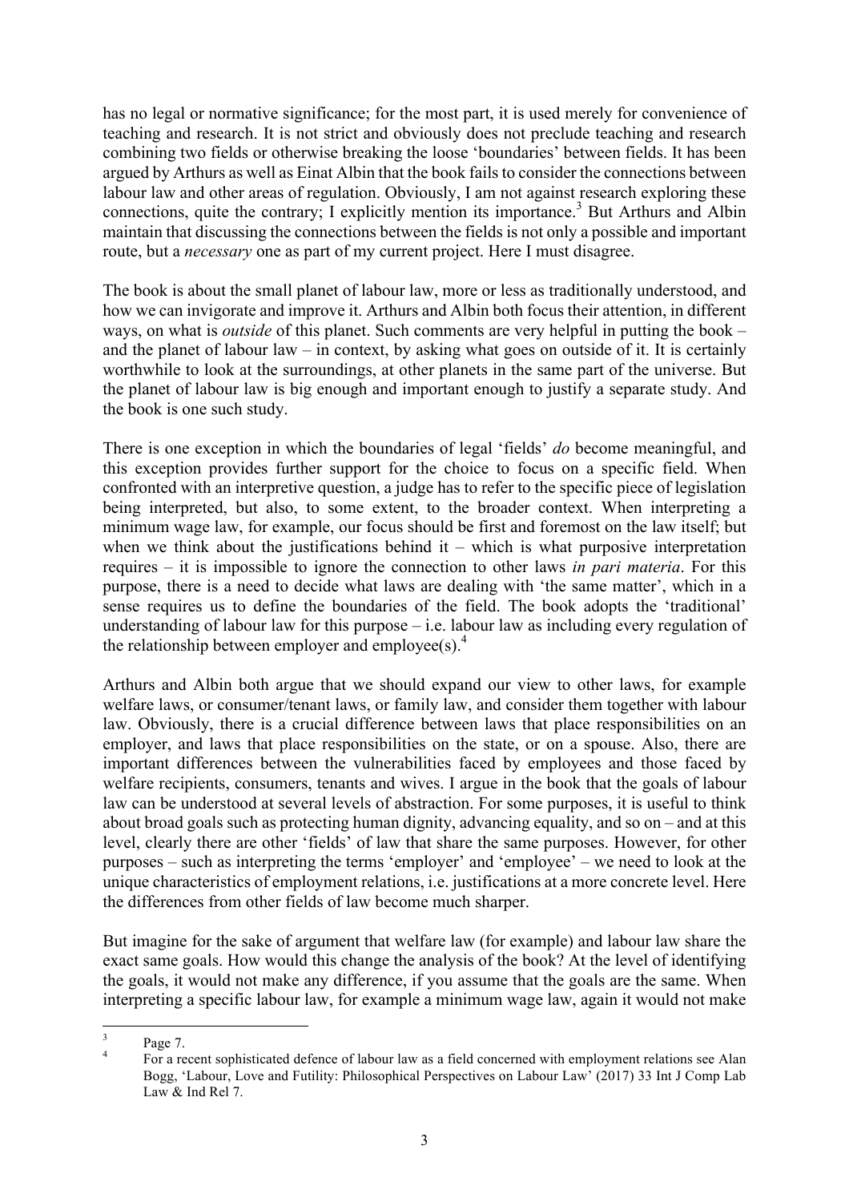has no legal or normative significance; for the most part, it is used merely for convenience of teaching and research. It is not strict and obviously does not preclude teaching and research combining two fields or otherwise breaking the loose 'boundaries' between fields. It has been argued by Arthurs as well as Einat Albin that the book fails to consider the connections between labour law and other areas of regulation. Obviously, I am not against research exploring these connections, quite the contrary; I explicitly mention its importance.[3] But Arthurs and Albin maintain that discussing the connections between the fields is not only a possible and important route, but a *necessary* one as part of my current project. Here I must disagree.

The book is about the small planet of labour law, more or less as traditionally understood, and how we can invigorate and improve it. Arthurs and Albin both focus their attention, in different ways, on what is *outside* of this planet. Such comments are very helpful in putting the book – and the planet of labour law – in context, by asking what goes on outside of it. It is certainly worthwhile to look at the surroundings, at other planets in the same part of the universe. But the planet of labour law is big enough and important enough to justify a separate study. And the book is one such study.

There is one exception in which the boundaries of legal 'fields' *do* become meaningful, and this exception provides further support for the choice to focus on a specific field. When confronted with an interpretive question, a judge has to refer to the specific piece of legislation being interpreted, but also, to some extent, to the broader context. When interpreting a minimum wage law, for example, our focus should be first and foremost on the law itself; but when we think about the justifications behind it – which is what purposive interpretation requires – it is impossible to ignore the connection to other laws *in pari materia*. For this purpose, there is a need to decide what laws are dealing with 'the same matter', which in a sense requires us to define the boundaries of the field. The book adopts the 'traditional' understanding of labour law for this purpose – i.e. labour law as including every regulation of the relationship between employer and employee(s).[4]

Arthurs and Albin both argue that we should expand our view to other laws, for example welfare laws, or consumer/tenant laws, or family law, and consider them together with labour law. Obviously, there is a crucial difference between laws that place responsibilities on an employer, and laws that place responsibilities on the state, or on a spouse. Also, there are important differences between the vulnerabilities faced by employees and those faced by welfare recipients, consumers, tenants and wives. I argue in the book that the goals of labour law can be understood at several levels of abstraction. For some purposes, it is useful to think about broad goals such as protecting human dignity, advancing equality, and so on – and at this level, clearly there are other 'fields' of law that share the same purposes. However, for other purposes – such as interpreting the terms 'employer' and 'employee' – we need to look at the unique characteristics of employment relations, i.e. justifications at a more concrete level. Here the differences from other fields of law become much sharper.

But imagine for the sake of argument that welfare law (for example) and labour law share the exact same goals. How would this change the analysis of the book? At the level of identifying the goals, it would not make any difference, if you assume that the goals are the same. When interpreting a specific labour law, for example a minimum wage law, again it would not make

---

[3] Page 7.

[4] For a recent sophisticated defence of labour law as a field concerned with employment relations see Alan Bogg, 'Labour, Love and Futility: Philosophical Perspectives on Labour Law' (2017) 33 Int J Comp Lab Law & Ind Rel 7.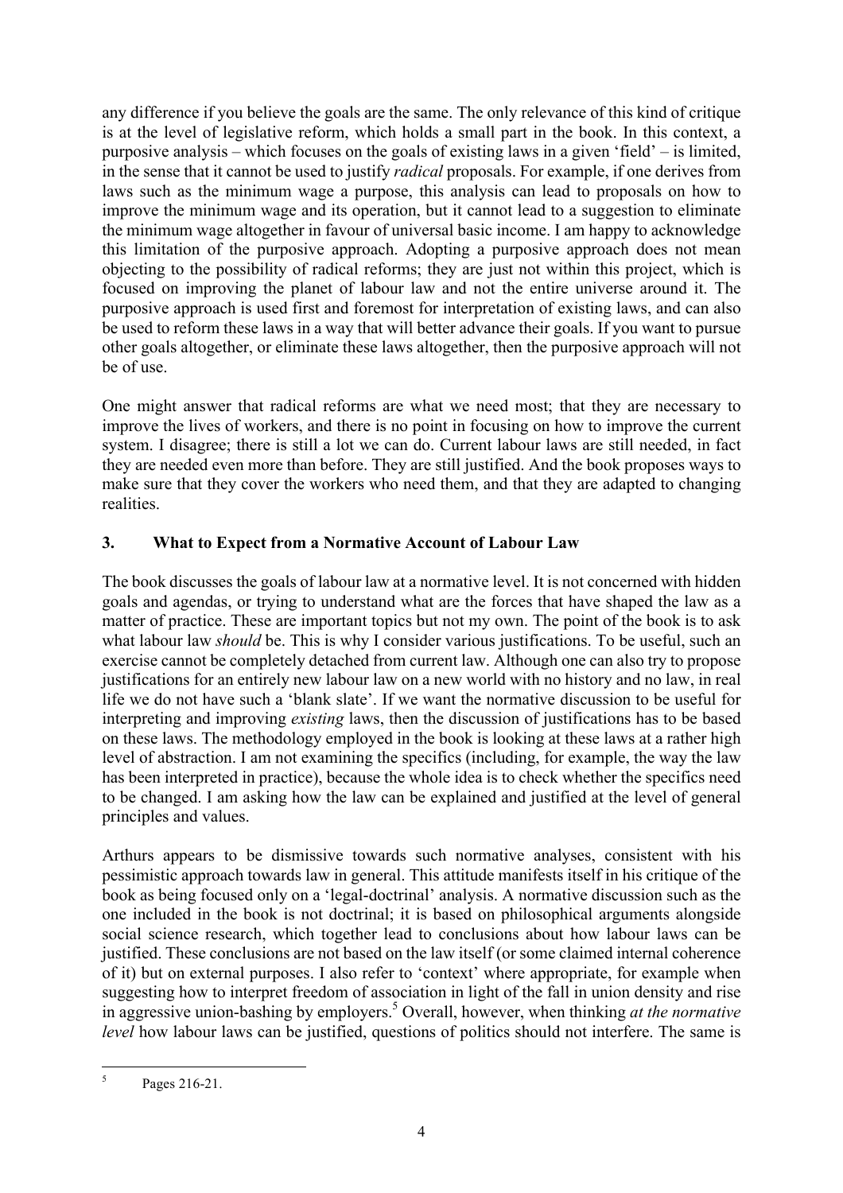any difference if you believe the goals are the same. The only relevance of this kind of critique is at the level of legislative reform, which holds a small part in the book. In this context, a purposive analysis – which focuses on the goals of existing laws in a given 'field' – is limited, in the sense that it cannot be used to justify *radical* proposals. For example, if one derives from laws such as the minimum wage a purpose, this analysis can lead to proposals on how to improve the minimum wage and its operation, but it cannot lead to a suggestion to eliminate the minimum wage altogether in favour of universal basic income. I am happy to acknowledge this limitation of the purposive approach. Adopting a purposive approach does not mean objecting to the possibility of radical reforms; they are just not within this project, which is focused on improving the planet of labour law and not the entire universe around it. The purposive approach is used first and foremost for interpretation of existing laws, and can also be used to reform these laws in a way that will better advance their goals. If you want to pursue other goals altogether, or eliminate these laws altogether, then the purposive approach will not be of use.

One might answer that radical reforms are what we need most; that they are necessary to improve the lives of workers, and there is no point in focusing on how to improve the current system. I disagree; there is still a lot we can do. Current labour laws are still needed, in fact they are needed even more than before. They are still justified. And the book proposes ways to make sure that they cover the workers who need them, and that they are adapted to changing realities.

## 3. What to Expect from a Normative Account of Labour Law

The book discusses the goals of labour law at a normative level. It is not concerned with hidden goals and agendas, or trying to understand what are the forces that have shaped the law as a matter of practice. These are important topics but not my own. The point of the book is to ask what labour law *should* be. This is why I consider various justifications. To be useful, such an exercise cannot be completely detached from current law. Although one can also try to propose justifications for an entirely new labour law on a new world with no history and no law, in real life we do not have such a 'blank slate'. If we want the normative discussion to be useful for interpreting and improving *existing* laws, then the discussion of justifications has to be based on these laws. The methodology employed in the book is looking at these laws at a rather high level of abstraction. I am not examining the specifics (including, for example, the way the law has been interpreted in practice), because the whole idea is to check whether the specifics need to be changed. I am asking how the law can be explained and justified at the level of general principles and values.

Arthurs appears to be dismissive towards such normative analyses, consistent with his pessimistic approach towards law in general. This attitude manifests itself in his critique of the book as being focused only on a 'legal-doctrinal' analysis. A normative discussion such as the one included in the book is not doctrinal; it is based on philosophical arguments alongside social science research, which together lead to conclusions about how labour laws can be justified. These conclusions are not based on the law itself (or some claimed internal coherence of it) but on external purposes. I also refer to 'context' where appropriate, for example when suggesting how to interpret freedom of association in light of the fall in union density and rise in aggressive union-bashing by employers.[5] Overall, however, when thinking *at the normative level* how labour laws can be justified, questions of politics should not interfere. The same is

[5] Pages 216-21.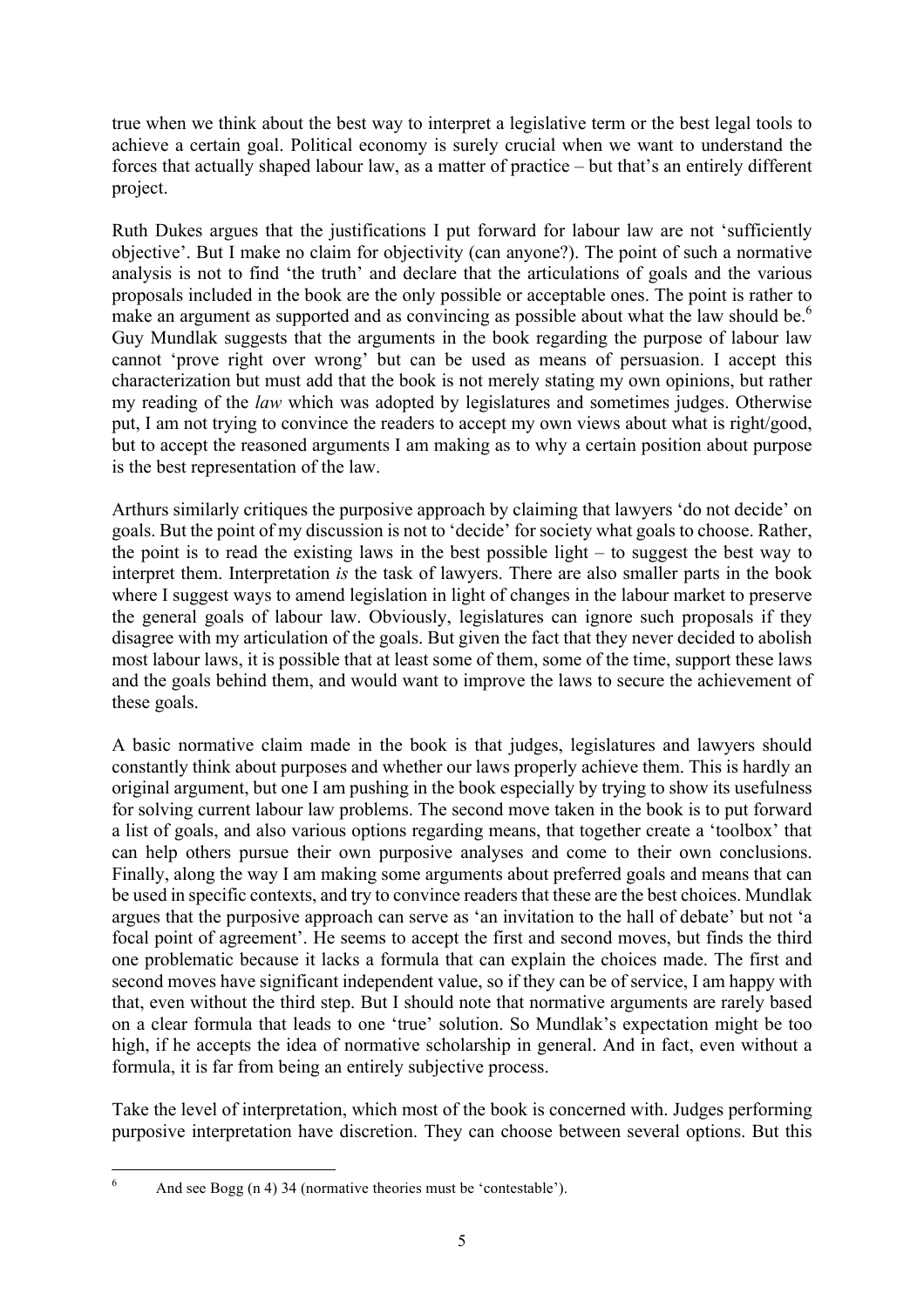true when we think about the best way to interpret a legislative term or the best legal tools to achieve a certain goal. Political economy is surely crucial when we want to understand the forces that actually shaped labour law, as a matter of practice – but that's an entirely different project.

Ruth Dukes argues that the justifications I put forward for labour law are not 'sufficiently objective'. But I make no claim for objectivity (can anyone?). The point of such a normative analysis is not to find 'the truth' and declare that the articulations of goals and the various proposals included in the book are the only possible or acceptable ones. The point is rather to make an argument as supported and as convincing as possible about what the law should be.[6] Guy Mundlak suggests that the arguments in the book regarding the purpose of labour law cannot 'prove right over wrong' but can be used as means of persuasion. I accept this characterization but must add that the book is not merely stating my own opinions, but rather my reading of the *law* which was adopted by legislatures and sometimes judges. Otherwise put, I am not trying to convince the readers to accept my own views about what is right/good, but to accept the reasoned arguments I am making as to why a certain position about purpose is the best representation of the law.

Arthurs similarly critiques the purposive approach by claiming that lawyers 'do not decide' on goals. But the point of my discussion is not to 'decide' for society what goals to choose. Rather, the point is to read the existing laws in the best possible light – to suggest the best way to interpret them. Interpretation *is* the task of lawyers. There are also smaller parts in the book where I suggest ways to amend legislation in light of changes in the labour market to preserve the general goals of labour law. Obviously, legislatures can ignore such proposals if they disagree with my articulation of the goals. But given the fact that they never decided to abolish most labour laws, it is possible that at least some of them, some of the time, support these laws and the goals behind them, and would want to improve the laws to secure the achievement of these goals.

A basic normative claim made in the book is that judges, legislatures and lawyers should constantly think about purposes and whether our laws properly achieve them. This is hardly an original argument, but one I am pushing in the book especially by trying to show its usefulness for solving current labour law problems. The second move taken in the book is to put forward a list of goals, and also various options regarding means, that together create a 'toolbox' that can help others pursue their own purposive analyses and come to their own conclusions. Finally, along the way I am making some arguments about preferred goals and means that can be used in specific contexts, and try to convince readers that these are the best choices. Mundlak argues that the purposive approach can serve as 'an invitation to the hall of debate' but not 'a focal point of agreement'. He seems to accept the first and second moves, but finds the third one problematic because it lacks a formula that can explain the choices made. The first and second moves have significant independent value, so if they can be of service, I am happy with that, even without the third step. But I should note that normative arguments are rarely based on a clear formula that leads to one 'true' solution. So Mundlak's expectation might be too high, if he accepts the idea of normative scholarship in general. And in fact, even without a formula, it is far from being an entirely subjective process.

Take the level of interpretation, which most of the book is concerned with. Judges performing purposive interpretation have discretion. They can choose between several options. But this

[6] And see Bogg (n 4) 34 (normative theories must be 'contestable').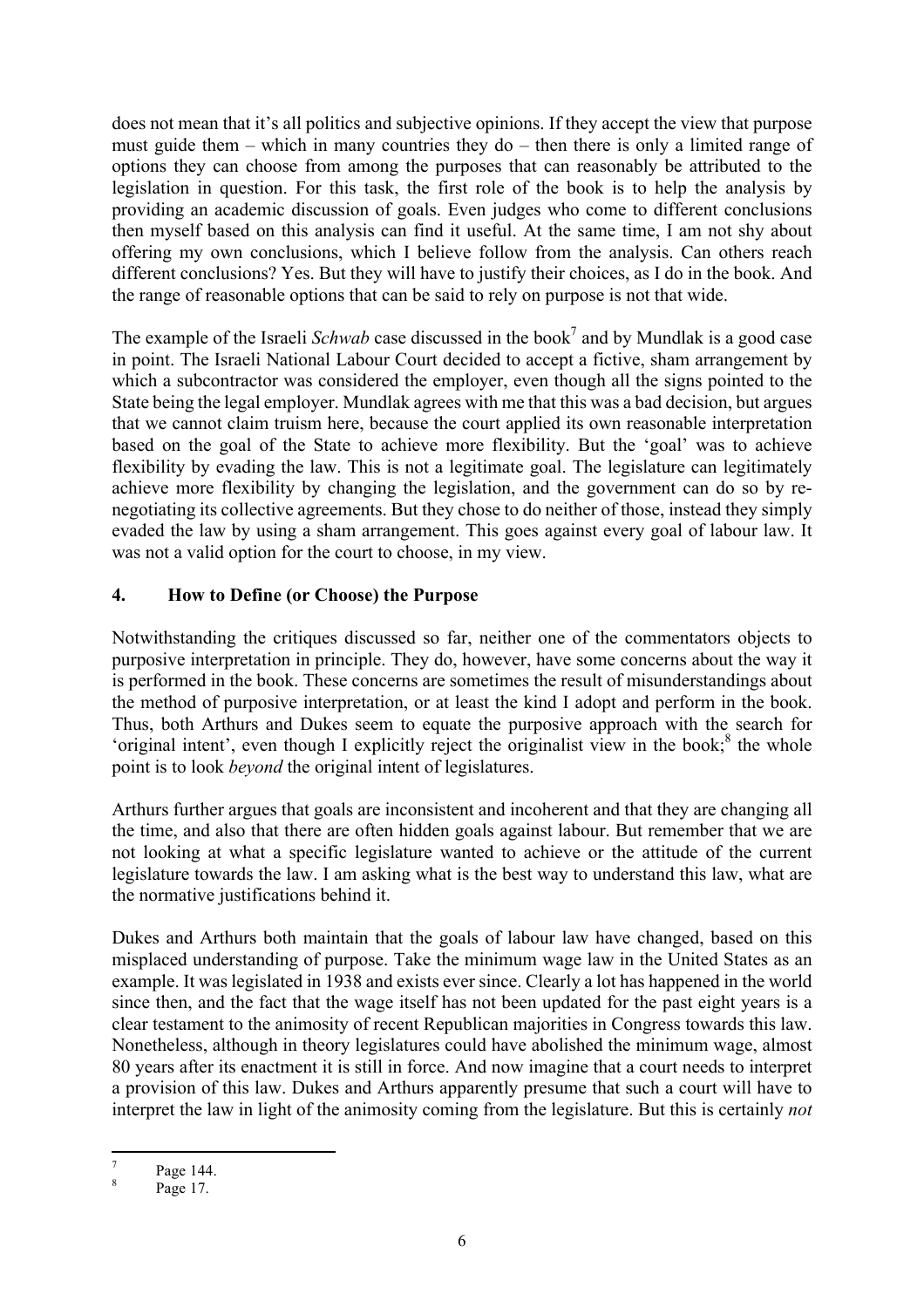does not mean that it's all politics and subjective opinions. If they accept the view that purpose must guide them – which in many countries they do – then there is only a limited range of options they can choose from among the purposes that can reasonably be attributed to the legislation in question. For this task, the first role of the book is to help the analysis by providing an academic discussion of goals. Even judges who come to different conclusions then myself based on this analysis can find it useful. At the same time, I am not shy about offering my own conclusions, which I believe follow from the analysis. Can others reach different conclusions? Yes. But they will have to justify their choices, as I do in the book. And the range of reasonable options that can be said to rely on purpose is not that wide.

The example of the Israeli *Schwab* case discussed in the book[7] and by Mundlak is a good case in point. The Israeli National Labour Court decided to accept a fictive, sham arrangement by which a subcontractor was considered the employer, even though all the signs pointed to the State being the legal employer. Mundlak agrees with me that this was a bad decision, but argues that we cannot claim truism here, because the court applied its own reasonable interpretation based on the goal of the State to achieve more flexibility. But the 'goal' was to achieve flexibility by evading the law. This is not a legitimate goal. The legislature can legitimately achieve more flexibility by changing the legislation, and the government can do so by re-negotiating its collective agreements. But they chose to do neither of those, instead they simply evaded the law by using a sham arrangement. This goes against every goal of labour law. It was not a valid option for the court to choose, in my view.

## 4. How to Define (or Choose) the Purpose

Notwithstanding the critiques discussed so far, neither one of the commentators objects to purposive interpretation in principle. They do, however, have some concerns about the way it is performed in the book. These concerns are sometimes the result of misunderstandings about the method of purposive interpretation, or at least the kind I adopt and perform in the book. Thus, both Arthurs and Dukes seem to equate the purposive approach with the search for 'original intent', even though I explicitly reject the originalist view in the book;[8] the whole point is to look *beyond* the original intent of legislatures.

Arthurs further argues that goals are inconsistent and incoherent and that they are changing all the time, and also that there are often hidden goals against labour. But remember that we are not looking at what a specific legislature wanted to achieve or the attitude of the current legislature towards the law. I am asking what is the best way to understand this law, what are the normative justifications behind it.

Dukes and Arthurs both maintain that the goals of labour law have changed, based on this misplaced understanding of purpose. Take the minimum wage law in the United States as an example. It was legislated in 1938 and exists ever since. Clearly a lot has happened in the world since then, and the fact that the wage itself has not been updated for the past eight years is a clear testament to the animosity of recent Republican majorities in Congress towards this law. Nonetheless, although in theory legislatures could have abolished the minimum wage, almost 80 years after its enactment it is still in force. And now imagine that a court needs to interpret a provision of this law. Dukes and Arthurs apparently presume that such a court will have to interpret the law in light of the animosity coming from the legislature. But this is certainly *not*

[7] Page 144.

[8] Page 17.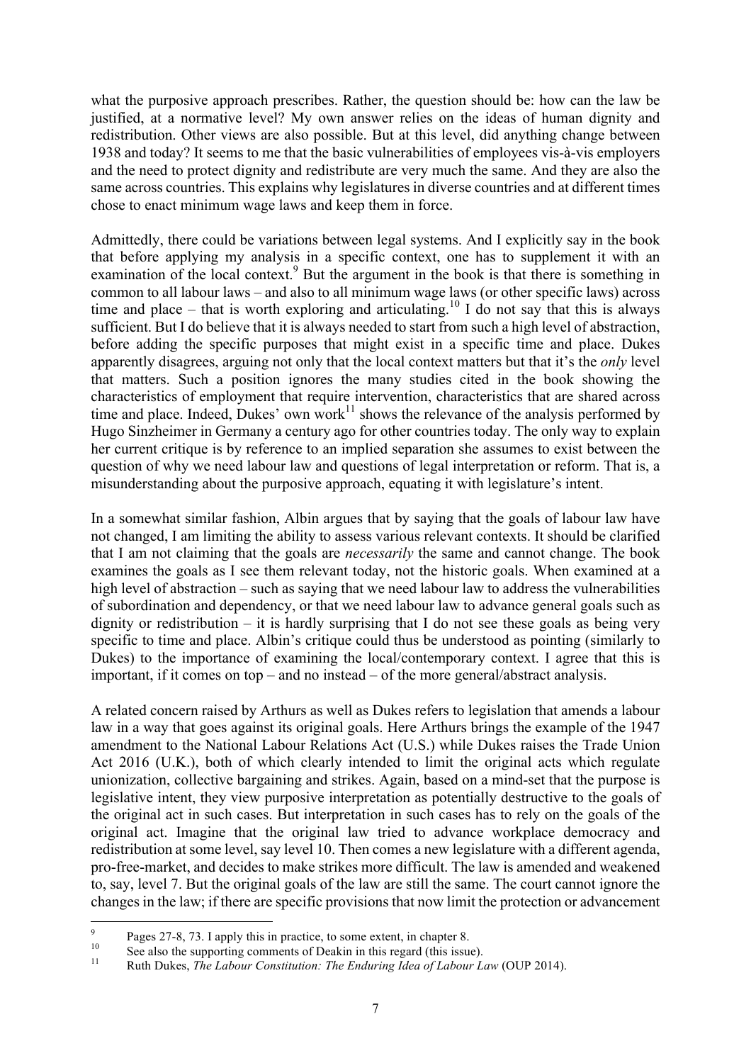what the purposive approach prescribes. Rather, the question should be: how can the law be justified, at a normative level? My own answer relies on the ideas of human dignity and redistribution. Other views are also possible. But at this level, did anything change between 1938 and today? It seems to me that the basic vulnerabilities of employees vis-à-vis employers and the need to protect dignity and redistribute are very much the same. And they are also the same across countries. This explains why legislatures in diverse countries and at different times chose to enact minimum wage laws and keep them in force.

Admittedly, there could be variations between legal systems. And I explicitly say in the book that before applying my analysis in a specific context, one has to supplement it with an examination of the local context.[9] But the argument in the book is that there is something in common to all labour laws – and also to all minimum wage laws (or other specific laws) across time and place – that is worth exploring and articulating.[10] I do not say that this is always sufficient. But I do believe that it is always needed to start from such a high level of abstraction, before adding the specific purposes that might exist in a specific time and place. Dukes apparently disagrees, arguing not only that the local context matters but that it's the *only* level that matters. Such a position ignores the many studies cited in the book showing the characteristics of employment that require intervention, characteristics that are shared across time and place. Indeed, Dukes' own work[11] shows the relevance of the analysis performed by Hugo Sinzheimer in Germany a century ago for other countries today. The only way to explain her current critique is by reference to an implied separation she assumes to exist between the question of why we need labour law and questions of legal interpretation or reform. That is, a misunderstanding about the purposive approach, equating it with legislature's intent.

In a somewhat similar fashion, Albin argues that by saying that the goals of labour law have not changed, I am limiting the ability to assess various relevant contexts. It should be clarified that I am not claiming that the goals are *necessarily* the same and cannot change. The book examines the goals as I see them relevant today, not the historic goals. When examined at a high level of abstraction – such as saying that we need labour law to address the vulnerabilities of subordination and dependency, or that we need labour law to advance general goals such as dignity or redistribution – it is hardly surprising that I do not see these goals as being very specific to time and place. Albin's critique could thus be understood as pointing (similarly to Dukes) to the importance of examining the local/contemporary context. I agree that this is important, if it comes on top – and no instead – of the more general/abstract analysis.

A related concern raised by Arthurs as well as Dukes refers to legislation that amends a labour law in a way that goes against its original goals. Here Arthurs brings the example of the 1947 amendment to the National Labour Relations Act (U.S.) while Dukes raises the Trade Union Act 2016 (U.K.), both of which clearly intended to limit the original acts which regulate unionization, collective bargaining and strikes. Again, based on a mind-set that the purpose is legislative intent, they view purposive interpretation as potentially destructive to the goals of the original act in such cases. But interpretation in such cases has to rely on the goals of the original act. Imagine that the original law tried to advance workplace democracy and redistribution at some level, say level 10. Then comes a new legislature with a different agenda, pro-free-market, and decides to make strikes more difficult. The law is amended and weakened to, say, level 7. But the original goals of the law are still the same. The court cannot ignore the changes in the law; if there are specific provisions that now limit the protection or advancement

---

[9] Pages 27-8, 73. I apply this in practice, to some extent, in chapter 8.

[10] See also the supporting comments of Deakin in this regard (this issue).

[11] Ruth Dukes, *The Labour Constitution: The Enduring Idea of Labour Law* (OUP 2014).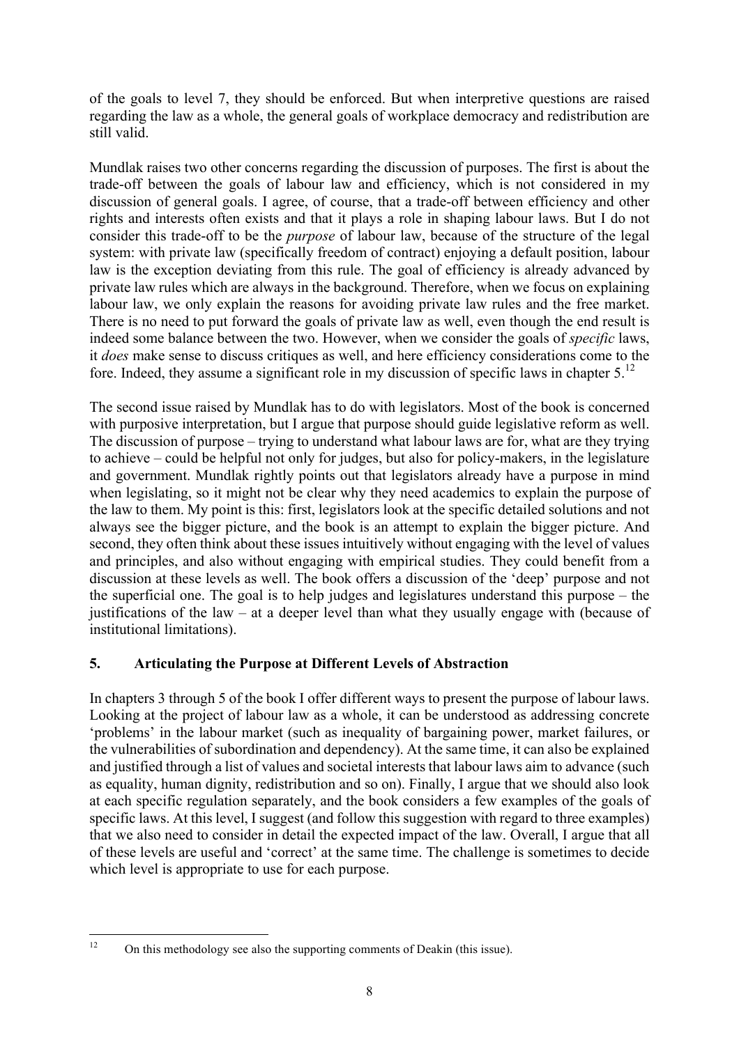of the goals to level 7, they should be enforced. But when interpretive questions are raised regarding the law as a whole, the general goals of workplace democracy and redistribution are still valid.

Mundlak raises two other concerns regarding the discussion of purposes. The first is about the trade-off between the goals of labour law and efficiency, which is not considered in my discussion of general goals. I agree, of course, that a trade-off between efficiency and other rights and interests often exists and that it plays a role in shaping labour laws. But I do not consider this trade-off to be the *purpose* of labour law, because of the structure of the legal system: with private law (specifically freedom of contract) enjoying a default position, labour law is the exception deviating from this rule. The goal of efficiency is already advanced by private law rules which are always in the background. Therefore, when we focus on explaining labour law, we only explain the reasons for avoiding private law rules and the free market. There is no need to put forward the goals of private law as well, even though the end result is indeed some balance between the two. However, when we consider the goals of *specific* laws, it *does* make sense to discuss critiques as well, and here efficiency considerations come to the fore. Indeed, they assume a significant role in my discussion of specific laws in chapter 5.[12]

The second issue raised by Mundlak has to do with legislators. Most of the book is concerned with purposive interpretation, but I argue that purpose should guide legislative reform as well. The discussion of purpose – trying to understand what labour laws are for, what are they trying to achieve – could be helpful not only for judges, but also for policy-makers, in the legislature and government. Mundlak rightly points out that legislators already have a purpose in mind when legislating, so it might not be clear why they need academics to explain the purpose of the law to them. My point is this: first, legislators look at the specific detailed solutions and not always see the bigger picture, and the book is an attempt to explain the bigger picture. And second, they often think about these issues intuitively without engaging with the level of values and principles, and also without engaging with empirical studies. They could benefit from a discussion at these levels as well. The book offers a discussion of the 'deep' purpose and not the superficial one. The goal is to help judges and legislatures understand this purpose – the justifications of the law – at a deeper level than what they usually engage with (because of institutional limitations).

## 5. Articulating the Purpose at Different Levels of Abstraction

In chapters 3 through 5 of the book I offer different ways to present the purpose of labour laws. Looking at the project of labour law as a whole, it can be understood as addressing concrete 'problems' in the labour market (such as inequality of bargaining power, market failures, or the vulnerabilities of subordination and dependency). At the same time, it can also be explained and justified through a list of values and societal interests that labour laws aim to advance (such as equality, human dignity, redistribution and so on). Finally, I argue that we should also look at each specific regulation separately, and the book considers a few examples of the goals of specific laws. At this level, I suggest (and follow this suggestion with regard to three examples) that we also need to consider in detail the expected impact of the law. Overall, I argue that all of these levels are useful and 'correct' at the same time. The challenge is sometimes to decide which level is appropriate to use for each purpose.

[12] On this methodology see also the supporting comments of Deakin (this issue).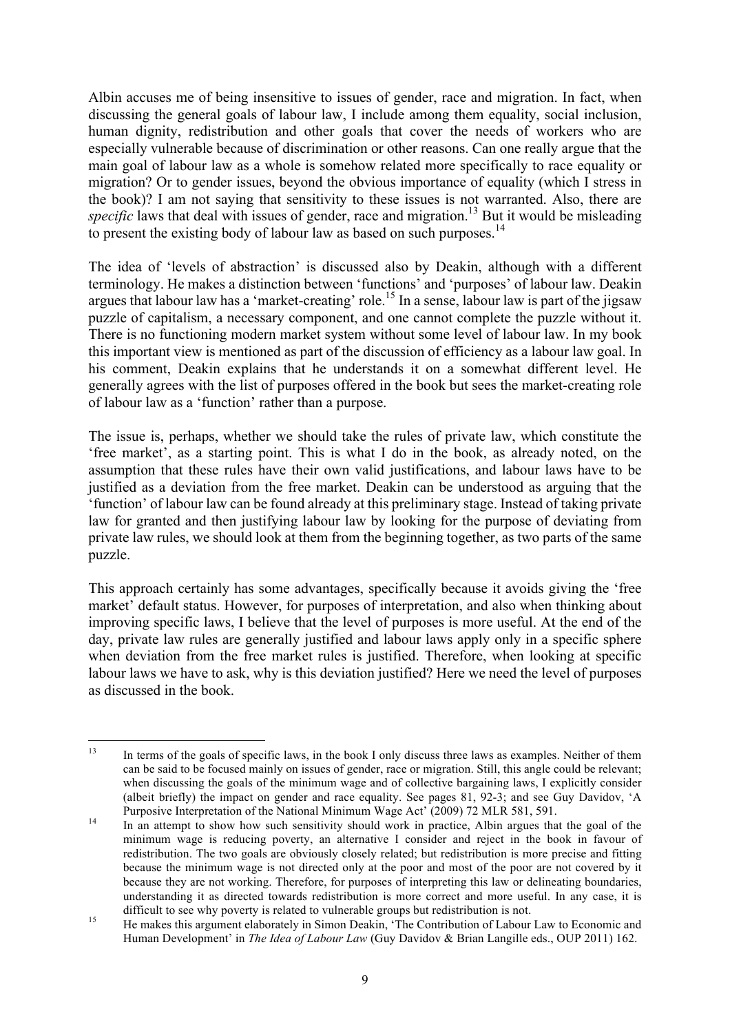Albin accuses me of being insensitive to issues of gender, race and migration. In fact, when discussing the general goals of labour law, I include among them equality, social inclusion, human dignity, redistribution and other goals that cover the needs of workers who are especially vulnerable because of discrimination or other reasons. Can one really argue that the main goal of labour law as a whole is somehow related more specifically to race equality or migration? Or to gender issues, beyond the obvious importance of equality (which I stress in the book)? I am not saying that sensitivity to these issues is not warranted. Also, there are *specific* laws that deal with issues of gender, race and migration.[13] But it would be misleading to present the existing body of labour law as based on such purposes.[14]

The idea of 'levels of abstraction' is discussed also by Deakin, although with a different terminology. He makes a distinction between 'functions' and 'purposes' of labour law. Deakin argues that labour law has a 'market-creating' role.[15] In a sense, labour law is part of the jigsaw puzzle of capitalism, a necessary component, and one cannot complete the puzzle without it. There is no functioning modern market system without some level of labour law. In my book this important view is mentioned as part of the discussion of efficiency as a labour law goal. In his comment, Deakin explains that he understands it on a somewhat different level. He generally agrees with the list of purposes offered in the book but sees the market-creating role of labour law as a 'function' rather than a purpose.

The issue is, perhaps, whether we should take the rules of private law, which constitute the 'free market', as a starting point. This is what I do in the book, as already noted, on the assumption that these rules have their own valid justifications, and labour laws have to be justified as a deviation from the free market. Deakin can be understood as arguing that the 'function' of labour law can be found already at this preliminary stage. Instead of taking private law for granted and then justifying labour law by looking for the purpose of deviating from private law rules, we should look at them from the beginning together, as two parts of the same puzzle.

This approach certainly has some advantages, specifically because it avoids giving the 'free market' default status. However, for purposes of interpretation, and also when thinking about improving specific laws, I believe that the level of purposes is more useful. At the end of the day, private law rules are generally justified and labour laws apply only in a specific sphere when deviation from the free market rules is justified. Therefore, when looking at specific labour laws we have to ask, why is this deviation justified? Here we need the level of purposes as discussed in the book.

---

[13] In terms of the goals of specific laws, in the book I only discuss three laws as examples. Neither of them can be said to be focused mainly on issues of gender, race or migration. Still, this angle could be relevant; when discussing the goals of the minimum wage and of collective bargaining laws, I explicitly consider (albeit briefly) the impact on gender and race equality. See pages 81, 92-3; and see Guy Davidov, 'A Purposive Interpretation of the National Minimum Wage Act' (2009) 72 MLR 581, 591.

[14] In an attempt to show how such sensitivity should work in practice, Albin argues that the goal of the minimum wage is reducing poverty, an alternative I consider and reject in the book in favour of redistribution. The two goals are obviously closely related; but redistribution is more precise and fitting because the minimum wage is not directed only at the poor and most of the poor are not covered by it because they are not working. Therefore, for purposes of interpreting this law or delineating boundaries, understanding it as directed towards redistribution is more correct and more useful. In any case, it is difficult to see why poverty is related to vulnerable groups but redistribution is not.

[15] He makes this argument elaborately in Simon Deakin, 'The Contribution of Labour Law to Economic and Human Development' in *The Idea of Labour Law* (Guy Davidov & Brian Langille eds., OUP 2011) 162.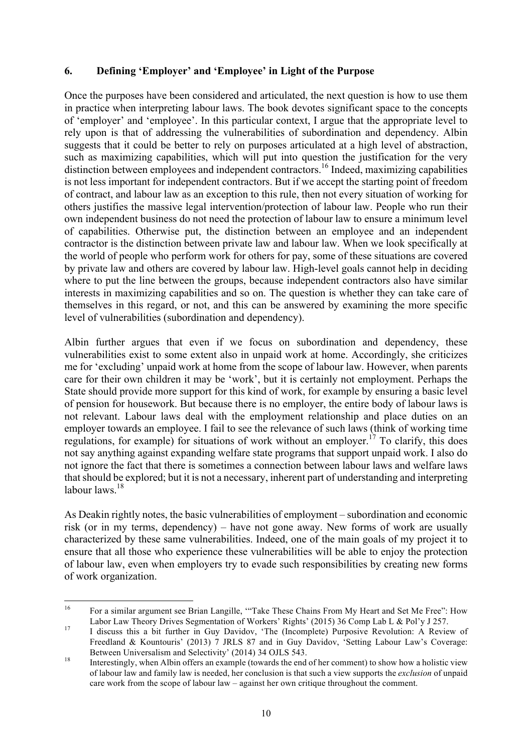## 6. Defining 'Employer' and 'Employee' in Light of the Purpose

Once the purposes have been considered and articulated, the next question is how to use them in practice when interpreting labour laws. The book devotes significant space to the concepts of 'employer' and 'employee'. In this particular context, I argue that the appropriate level to rely upon is that of addressing the vulnerabilities of subordination and dependency. Albin suggests that it could be better to rely on purposes articulated at a high level of abstraction, such as maximizing capabilities, which will put into question the justification for the very distinction between employees and independent contractors.[16] Indeed, maximizing capabilities is not less important for independent contractors. But if we accept the starting point of freedom of contract, and labour law as an exception to this rule, then not every situation of working for others justifies the massive legal intervention/protection of labour law. People who run their own independent business do not need the protection of labour law to ensure a minimum level of capabilities. Otherwise put, the distinction between an employee and an independent contractor is the distinction between private law and labour law. When we look specifically at the world of people who perform work for others for pay, some of these situations are covered by private law and others are covered by labour law. High-level goals cannot help in deciding where to put the line between the groups, because independent contractors also have similar interests in maximizing capabilities and so on. The question is whether they can take care of themselves in this regard, or not, and this can be answered by examining the more specific level of vulnerabilities (subordination and dependency).

Albin further argues that even if we focus on subordination and dependency, these vulnerabilities exist to some extent also in unpaid work at home. Accordingly, she criticizes me for 'excluding' unpaid work at home from the scope of labour law. However, when parents care for their own children it may be 'work', but it is certainly not employment. Perhaps the State should provide more support for this kind of work, for example by ensuring a basic level of pension for housework. But because there is no employer, the entire body of labour laws is not relevant. Labour laws deal with the employment relationship and place duties on an employer towards an employee. I fail to see the relevance of such laws (think of working time regulations, for example) for situations of work without an employer.[17] To clarify, this does not say anything against expanding welfare state programs that support unpaid work. I also do not ignore the fact that there is sometimes a connection between labour laws and welfare laws that should be explored; but it is not a necessary, inherent part of understanding and interpreting labour laws.[18]

As Deakin rightly notes, the basic vulnerabilities of employment – subordination and economic risk (or in my terms, dependency) – have not gone away. New forms of work are usually characterized by these same vulnerabilities. Indeed, one of the main goals of my project it to ensure that all those who experience these vulnerabilities will be able to enjoy the protection of labour law, even when employers try to evade such responsibilities by creating new forms of work organization.

---

[16] For a similar argument see Brian Langille, '"Take These Chains From My Heart and Set Me Free": How Labor Law Theory Drives Segmentation of Workers' Rights' (2015) 36 Comp Lab L & Pol'y J 257.

[17] I discuss this a bit further in Guy Davidov, 'The (Incomplete) Purposive Revolution: A Review of Freedland & Kountouris' (2013) 7 JRLS 87 and in Guy Davidov, 'Setting Labour Law's Coverage: Between Universalism and Selectivity' (2014) 34 OJLS 543.

[18] Interestingly, when Albin offers an example (towards the end of her comment) to show how a holistic view of labour law and family law is needed, her conclusion is that such a view supports the *exclusion* of unpaid care work from the scope of labour law – against her own critique throughout the comment.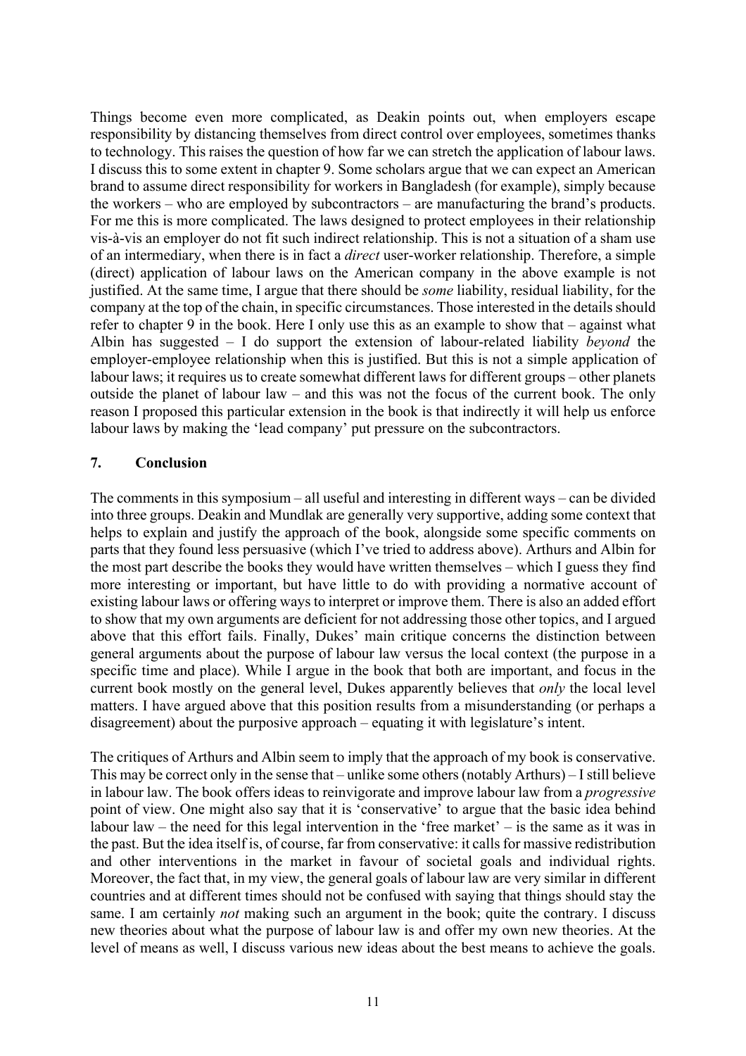Things become even more complicated, as Deakin points out, when employers escape responsibility by distancing themselves from direct control over employees, sometimes thanks to technology. This raises the question of how far we can stretch the application of labour laws. I discuss this to some extent in chapter 9. Some scholars argue that we can expect an American brand to assume direct responsibility for workers in Bangladesh (for example), simply because the workers – who are employed by subcontractors – are manufacturing the brand's products. For me this is more complicated. The laws designed to protect employees in their relationship vis-à-vis an employer do not fit such indirect relationship. This is not a situation of a sham use of an intermediary, when there is in fact a *direct* user-worker relationship. Therefore, a simple (direct) application of labour laws on the American company in the above example is not justified. At the same time, I argue that there should be *some* liability, residual liability, for the company at the top of the chain, in specific circumstances. Those interested in the details should refer to chapter 9 in the book. Here I only use this as an example to show that – against what Albin has suggested – I do support the extension of labour-related liability *beyond* the employer-employee relationship when this is justified. But this is not a simple application of labour laws; it requires us to create somewhat different laws for different groups – other planets outside the planet of labour law – and this was not the focus of the current book. The only reason I proposed this particular extension in the book is that indirectly it will help us enforce labour laws by making the 'lead company' put pressure on the subcontractors.

## 7. Conclusion

The comments in this symposium – all useful and interesting in different ways – can be divided into three groups. Deakin and Mundlak are generally very supportive, adding some context that helps to explain and justify the approach of the book, alongside some specific comments on parts that they found less persuasive (which I've tried to address above). Arthurs and Albin for the most part describe the books they would have written themselves – which I guess they find more interesting or important, but have little to do with providing a normative account of existing labour laws or offering ways to interpret or improve them. There is also an added effort to show that my own arguments are deficient for not addressing those other topics, and I argued above that this effort fails. Finally, Dukes' main critique concerns the distinction between general arguments about the purpose of labour law versus the local context (the purpose in a specific time and place). While I argue in the book that both are important, and focus in the current book mostly on the general level, Dukes apparently believes that *only* the local level matters. I have argued above that this position results from a misunderstanding (or perhaps a disagreement) about the purposive approach – equating it with legislature's intent.

The critiques of Arthurs and Albin seem to imply that the approach of my book is conservative. This may be correct only in the sense that – unlike some others (notably Arthurs) – I still believe in labour law. The book offers ideas to reinvigorate and improve labour law from a *progressive* point of view. One might also say that it is 'conservative' to argue that the basic idea behind labour law – the need for this legal intervention in the 'free market' – is the same as it was in the past. But the idea itself is, of course, far from conservative: it calls for massive redistribution and other interventions in the market in favour of societal goals and individual rights. Moreover, the fact that, in my view, the general goals of labour law are very similar in different countries and at different times should not be confused with saying that things should stay the same. I am certainly *not* making such an argument in the book; quite the contrary. I discuss new theories about what the purpose of labour law is and offer my own new theories. At the level of means as well, I discuss various new ideas about the best means to achieve the goals.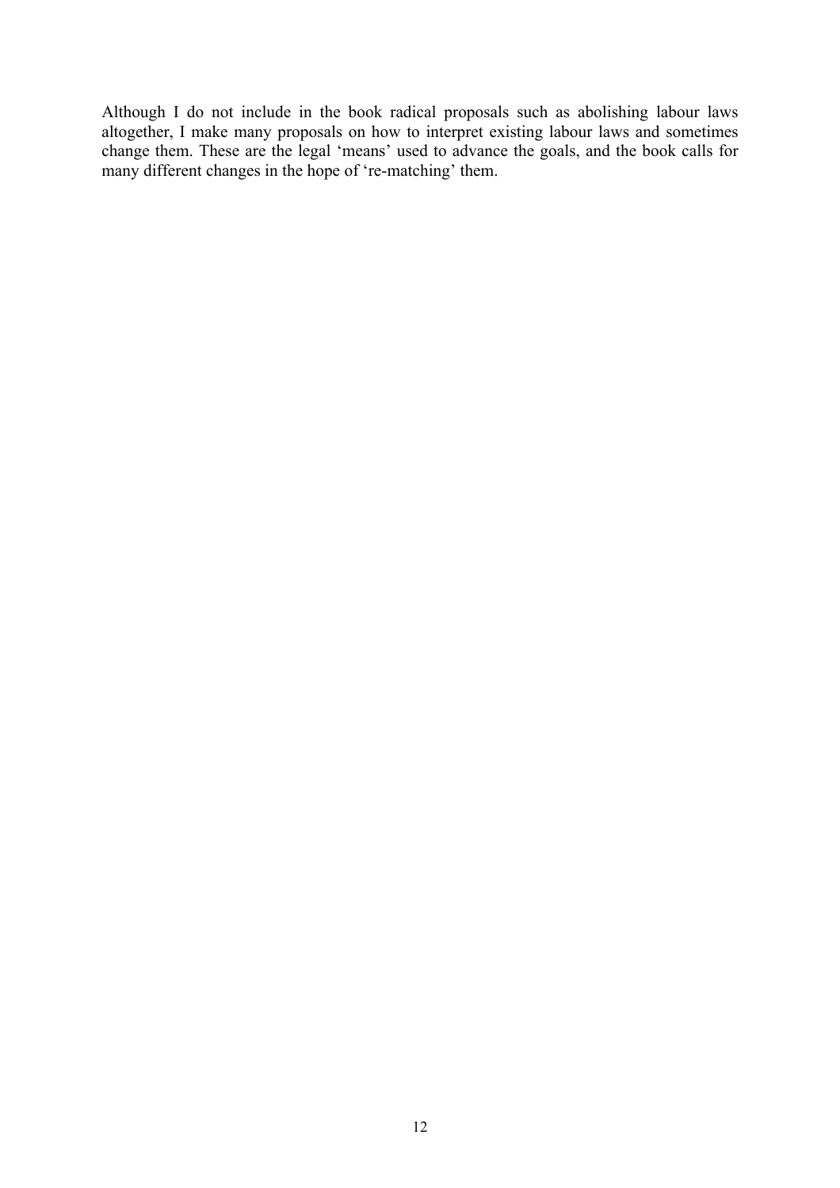Although I do not include in the book radical proposals such as abolishing labour laws altogether, I make many proposals on how to interpret existing labour laws and sometimes change them. These are the legal 'means' used to advance the goals, and the book calls for many different changes in the hope of 're-matching' them.